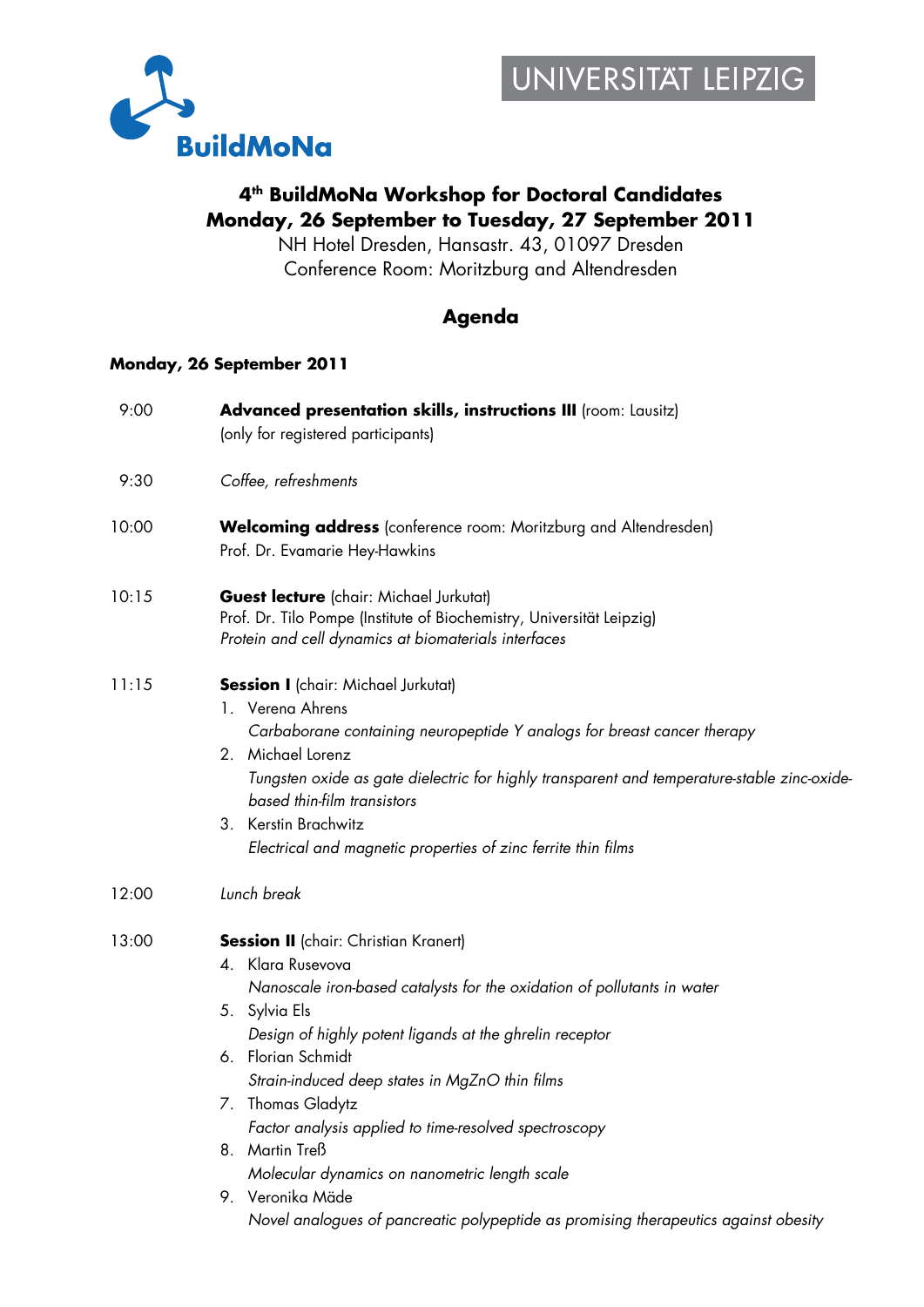BuildMoNa

UNIVERSITÄT LEIPZIG

# 4th BuildMoNa Workshop for Doctoral Candidates
# Monday, 26 September to Tuesday, 27 September 2011

NH Hotel Dresden, Hansastr. 43, 01097 Dresden
Conference Room: Moritzburg and Altendresden

## Agenda

### Monday, 26 September 2011

9:00 **Advanced presentation skills, instructions III** (room: Lausitz)
(only for registered participants)

9:30 *Coffee, refreshments*

10:00 **Welcoming address** (conference room: Moritzburg and Altendresden)
Prof. Dr. Evamarie Hey-Hawkins

10:15 **Guest lecture** (chair: Michael Jurkutat)
Prof. Dr. Tilo Pompe (Institute of Biochemistry, Universität Leipzig)
*Protein and cell dynamics at biomaterials interfaces*

11:15 **Session I** (chair: Michael Jurkutat)

1. Verena Ahrens
   *Carbaborane containing neuropeptide Y analogs for breast cancer therapy*
2. Michael Lorenz
   *Tungsten oxide as gate dielectric for highly transparent and temperature-stable zinc-oxide-based thin-film transistors*
3. Kerstin Brachwitz
   *Electrical and magnetic properties of zinc ferrite thin films*

12:00 *Lunch break*

13:00 **Session II** (chair: Christian Kranert)

4. Klara Rusevova
   *Nanoscale iron-based catalysts for the oxidation of pollutants in water*
5. Sylvia Els
   *Design of highly potent ligands at the ghrelin receptor*
6. Florian Schmidt
   *Strain-induced deep states in MgZnO thin films*
7. Thomas Gladytz
   *Factor analysis applied to time-resolved spectroscopy*
8. Martin Treß
   *Molecular dynamics on nanometric length scale*
9. Veronika Mäde
   *Novel analogues of pancreatic polypeptide as promising therapeutics against obesity*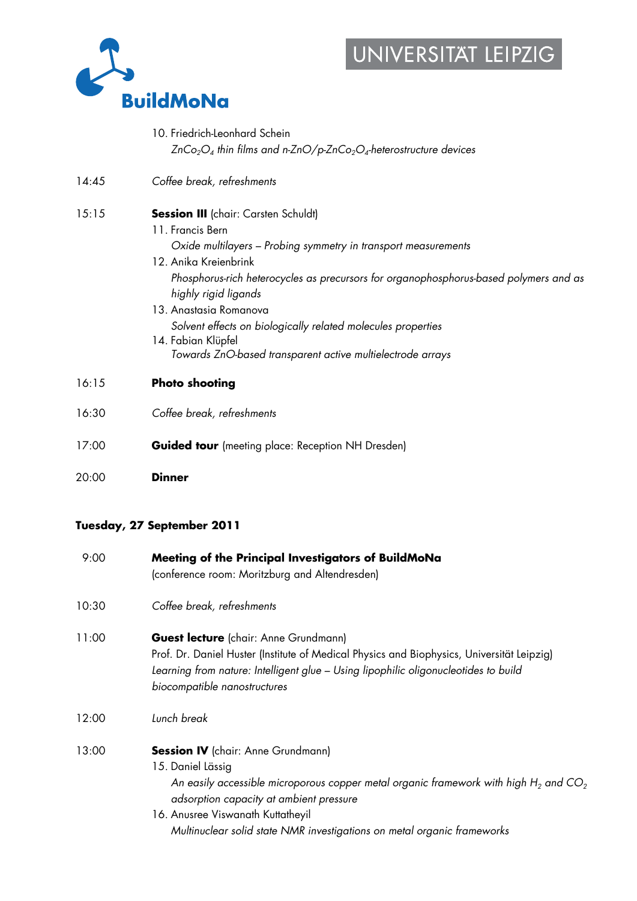10. Friedrich-Leonhard Schein
    *$ZnCo_2O_4$ thin films and n-ZnO/p-$ZnCo_2O_4$-heterostructure devices*

14:45 *Coffee break, refreshments*

15:15 **Session III** (chair: Carsten Schuldt)

11. Francis Bern
    *Oxide multilayers – Probing symmetry in transport measurements*
12. Anika Kreienbrink
    *Phosphorus-rich heterocycles as precursors for organophosphorus-based polymers and as highly rigid ligands*
13. Anastasia Romanova
    *Solvent effects on biologically related molecules properties*
14. Fabian Klüpfel
    *Towards ZnO-based transparent active multielectrode arrays*

16:15 **Photo shooting**

16:30 *Coffee break, refreshments*

17:00 **Guided tour** (meeting place: Reception NH Dresden)

20:00 **Dinner**

**Tuesday, 27 September 2011**

9:00 **Meeting of the Principal Investigators of BuildMoNa**
(conference room: Moritzburg and Altendresden)

10:30 *Coffee break, refreshments*

11:00 **Guest lecture** (chair: Anne Grundmann)
Prof. Dr. Daniel Huster (Institute of Medical Physics and Biophysics, Universität Leipzig)
*Learning from nature: Intelligent glue – Using lipophilic oligonucleotides to build biocompatible nanostructures*

12:00 *Lunch break*

13:00 **Session IV** (chair: Anne Grundmann)

15. Daniel Lässig
    *An easily accessible microporous copper metal organic framework with high $H_2$ and $CO_2$ adsorption capacity at ambient pressure*
16. Anusree Viswanath Kuttatheyil
    *Multinuclear solid state NMR investigations on metal organic frameworks*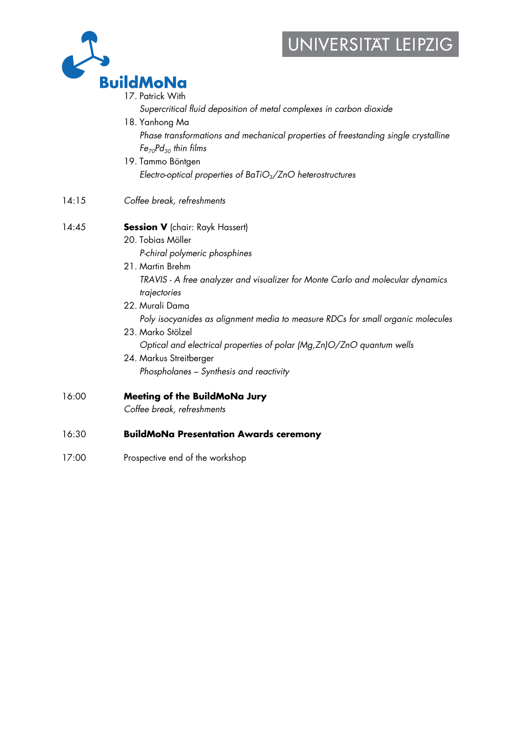17. Patrick With
    *Supercritical fluid deposition of metal complexes in carbon dioxide*
18. Yanhong Ma
    *Phase transformations and mechanical properties of freestanding single crystalline $Fe_{70}Pd_{30}$ thin films*
19. Tammo Böntgen
    *Electro-optical properties of $BaTiO_3$/ZnO heterostructures*

14:15 *Coffee break, refreshments*

14:45 **Session V** (chair: Rayk Hassert)

20. Tobias Möller
    *P-chiral polymeric phosphines*
21. Martin Brehm
    *TRAVIS - A free analyzer and visualizer for Monte Carlo and molecular dynamics trajectories*
22. Murali Dama
    *Poly isocyanides as alignment media to measure RDCs for small organic molecules*
23. Marko Stölzel
    *Optical and electrical properties of polar (Mg,Zn)O/ZnO quantum wells*
24. Markus Streitberger
    *Phospholanes – Synthesis and reactivity*

16:00 **Meeting of the BuildMoNa Jury**
*Coffee break, refreshments*

16:30 **BuildMoNa Presentation Awards ceremony**

17:00 Prospective end of the workshop